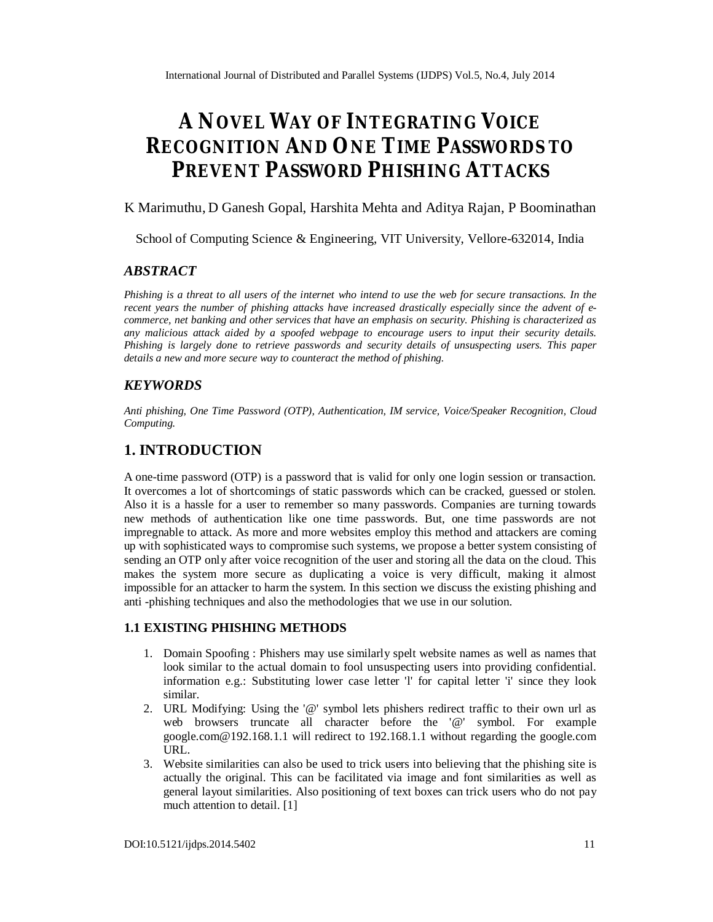# A NOVEL WAY OF INTEGRATING VOICE RECOGNITION AND ONE TIME PASSWORDS TO PREVENT PASSWORD PHISHING ATTACKS

K Marimuthu, D Ganesh Gopal, Harshita Mehta and Aditya Rajan, P Boominathan

School of Computing Science & Engineering, VIT University, Vellore-632014, India

## ABSTRACT

*Phishing is a threat to all users of the internet who intend to use the web for secure transactions. In the recent years the number of phishing attacks have increased drastically especially since the advent of e-commerce, net banking and other services that have an emphasis on security. Phishing is characterized as any malicious attack aided by a spoofed webpage to encourage users to input their security details. Phishing is largely done to retrieve passwords and security details of unsuspecting users. This paper details a new and more secure way to counteract the method of phishing.*

## KEYWORDS

*Anti phishing, One Time Password (OTP), Authentication, IM service, Voice/Speaker Recognition, Cloud Computing.*

## 1. INTRODUCTION

A one-time password (OTP) is a password that is valid for only one login session or transaction. It overcomes a lot of shortcomings of static passwords which can be cracked, guessed or stolen. Also it is a hassle for a user to remember so many passwords. Companies are turning towards new methods of authentication like one time passwords. But, one time passwords are not impregnable to attack. As more and more websites employ this method and attackers are coming up with sophisticated ways to compromise such systems, we propose a better system consisting of sending an OTP only after voice recognition of the user and storing all the data on the cloud. This makes the system more secure as duplicating a voice is very difficult, making it almost impossible for an attacker to harm the system. In this section we discuss the existing phishing and anti -phishing techniques and also the methodologies that we use in our solution.

### 1.1 EXISTING PHISHING METHODS

1. Domain Spoofing : Phishers may use similarly spelt website names as well as names that look similar to the actual domain to fool unsuspecting users into providing confidential. information e.g.: Substituting lower case letter 'l' for capital letter 'i' since they look similar.
2. URL Modifying: Using the '@' symbol lets phishers redirect traffic to their own url as web browsers truncate all character before the '@' symbol. For example google.com@192.168.1.1 will redirect to 192.168.1.1 without regarding the google.com URL.
3. Website similarities can also be used to trick users into believing that the phishing site is actually the original. This can be facilitated via image and font similarities as well as general layout similarities. Also positioning of text boxes can trick users who do not pay much attention to detail. [1]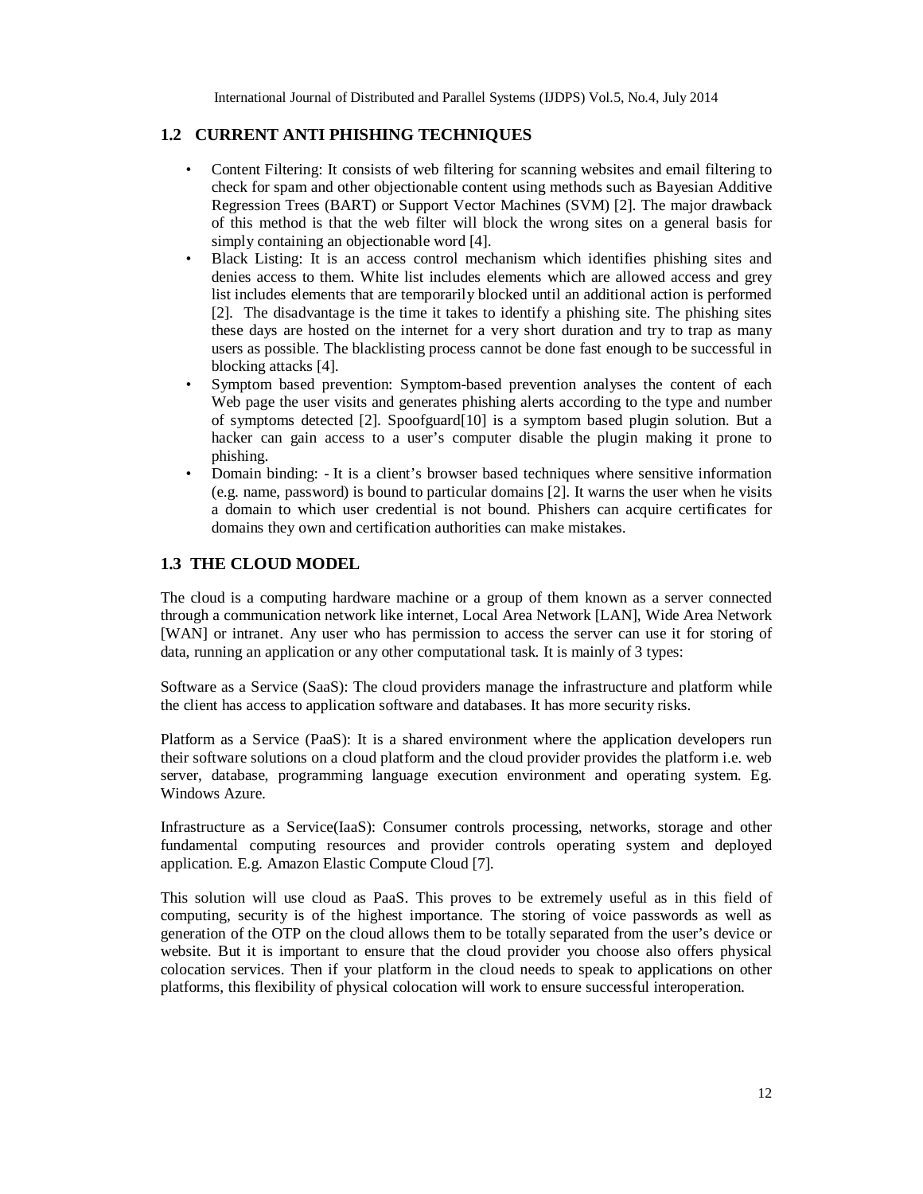## 1.2 CURRENT ANTI PHISHING TECHNIQUES

- Content Filtering: It consists of web filtering for scanning websites and email filtering to check for spam and other objectionable content using methods such as Bayesian Additive Regression Trees (BART) or Support Vector Machines (SVM) [2]. The major drawback of this method is that the web filter will block the wrong sites on a general basis for simply containing an objectionable word [4].
- Black Listing: It is an access control mechanism which identifies phishing sites and denies access to them. White list includes elements which are allowed access and grey list includes elements that are temporarily blocked until an additional action is performed [2]. The disadvantage is the time it takes to identify a phishing site. The phishing sites these days are hosted on the internet for a very short duration and try to trap as many users as possible. The blacklisting process cannot be done fast enough to be successful in blocking attacks [4].
- Symptom based prevention: Symptom-based prevention analyses the content of each Web page the user visits and generates phishing alerts according to the type and number of symptoms detected [2]. Spoofguard[10] is a symptom based plugin solution. But a hacker can gain access to a user's computer disable the plugin making it prone to phishing.
- Domain binding: - It is a client's browser based techniques where sensitive information (e.g. name, password) is bound to particular domains [2]. It warns the user when he visits a domain to which user credential is not bound. Phishers can acquire certificates for domains they own and certification authorities can make mistakes.

## 1.3 THE CLOUD MODEL

The cloud is a computing hardware machine or a group of them known as a server connected through a communication network like internet, Local Area Network [LAN], Wide Area Network [WAN] or intranet. Any user who has permission to access the server can use it for storing of data, running an application or any other computational task. It is mainly of 3 types:

Software as a Service (SaaS): The cloud providers manage the infrastructure and platform while the client has access to application software and databases. It has more security risks.

Platform as a Service (PaaS): It is a shared environment where the application developers run their software solutions on a cloud platform and the cloud provider provides the platform i.e. web server, database, programming language execution environment and operating system. Eg. Windows Azure.

Infrastructure as a Service(IaaS): Consumer controls processing, networks, storage and other fundamental computing resources and provider controls operating system and deployed application. E.g. Amazon Elastic Compute Cloud [7].

This solution will use cloud as PaaS. This proves to be extremely useful as in this field of computing, security is of the highest importance. The storing of voice passwords as well as generation of the OTP on the cloud allows them to be totally separated from the user's device or website. But it is important to ensure that the cloud provider you choose also offers physical colocation services. Then if your platform in the cloud needs to speak to applications on other platforms, this flexibility of physical colocation will work to ensure successful interoperation.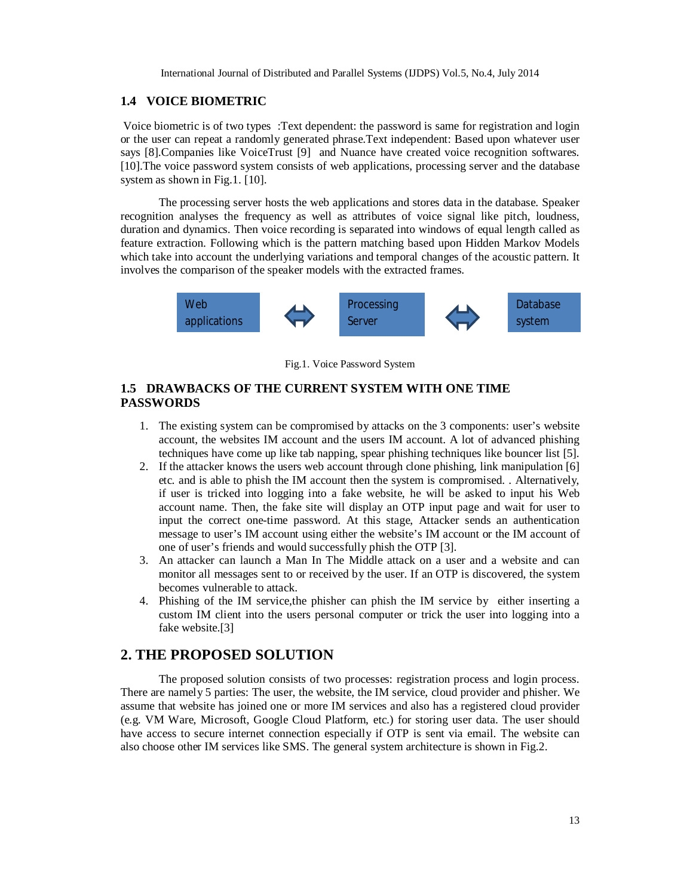### 1.4 VOICE BIOMETRIC

Voice biometric is of two types :Text dependent: the password is same for registration and login or the user can repeat a randomly generated phrase.Text independent: Based upon whatever user says [8].Companies like VoiceTrust [9] and Nuance have created voice recognition softwares. [10].The voice password system consists of web applications, processing server and the database system as shown in Fig.1. [10].

The processing server hosts the web applications and stores data in the database. Speaker recognition analyses the frequency as well as attributes of voice signal like pitch, loudness, duration and dynamics. Then voice recording is separated into windows of equal length called as feature extraction. Following which is the pattern matching based upon Hidden Markov Models which take into account the underlying variations and temporal changes of the acoustic pattern. It involves the comparison of the speaker models with the extracted frames.

Web applications ⇔ Processing Server ⇔ Database system

Fig.1. Voice Password System

### 1.5 DRAWBACKS OF THE CURRENT SYSTEM WITH ONE TIME PASSWORDS

1. The existing system can be compromised by attacks on the 3 components: user's website account, the websites IM account and the users IM account. A lot of advanced phishing techniques have come up like tab napping, spear phishing techniques like bouncer list [5].
2. If the attacker knows the users web account through clone phishing, link manipulation [6] etc. and is able to phish the IM account then the system is compromised. . Alternatively, if user is tricked into logging into a fake website, he will be asked to input his Web account name. Then, the fake site will display an OTP input page and wait for user to input the correct one-time password. At this stage, Attacker sends an authentication message to user's IM account using either the website's IM account or the IM account of one of user's friends and would successfully phish the OTP [3].
3. An attacker can launch a Man In The Middle attack on a user and a website and can monitor all messages sent to or received by the user. If an OTP is discovered, the system becomes vulnerable to attack.
4. Phishing of the IM service,the phisher can phish the IM service by either inserting a custom IM client into the users personal computer or trick the user into logging into a fake website.[3]

## 2. THE PROPOSED SOLUTION

The proposed solution consists of two processes: registration process and login process. There are namely 5 parties: The user, the website, the IM service, cloud provider and phisher. We assume that website has joined one or more IM services and also has a registered cloud provider (e.g. VM Ware, Microsoft, Google Cloud Platform, etc.) for storing user data. The user should have access to secure internet connection especially if OTP is sent via email. The website can also choose other IM services like SMS. The general system architecture is shown in Fig.2.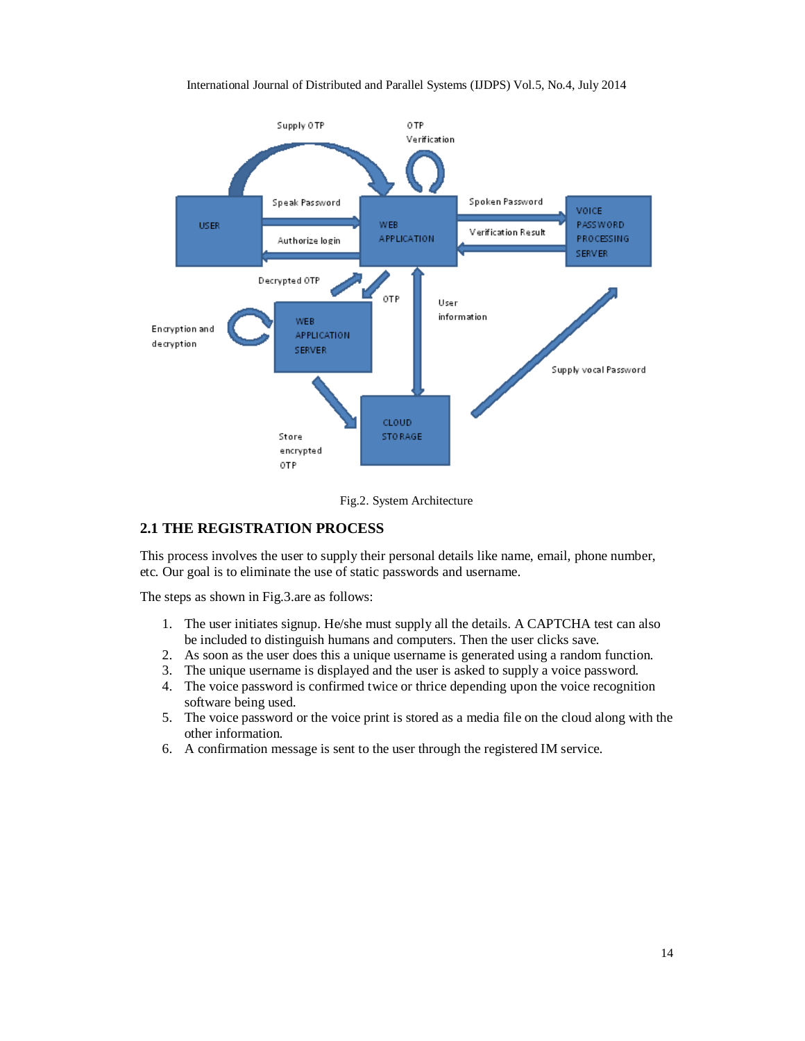Fig.2. System Architecture

## 2.1 THE REGISTRATION PROCESS

This process involves the user to supply their personal details like name, email, phone number, etc. Our goal is to eliminate the use of static passwords and username.

The steps as shown in Fig.3.are as follows:

1. The user initiates signup. He/she must supply all the details. A CAPTCHA test can also be included to distinguish humans and computers. Then the user clicks save.
2. As soon as the user does this a unique username is generated using a random function.
3. The unique username is displayed and the user is asked to supply a voice password.
4. The voice password is confirmed twice or thrice depending upon the voice recognition software being used.
5. The voice password or the voice print is stored as a media file on the cloud along with the other information.
6. A confirmation message is sent to the user through the registered IM service.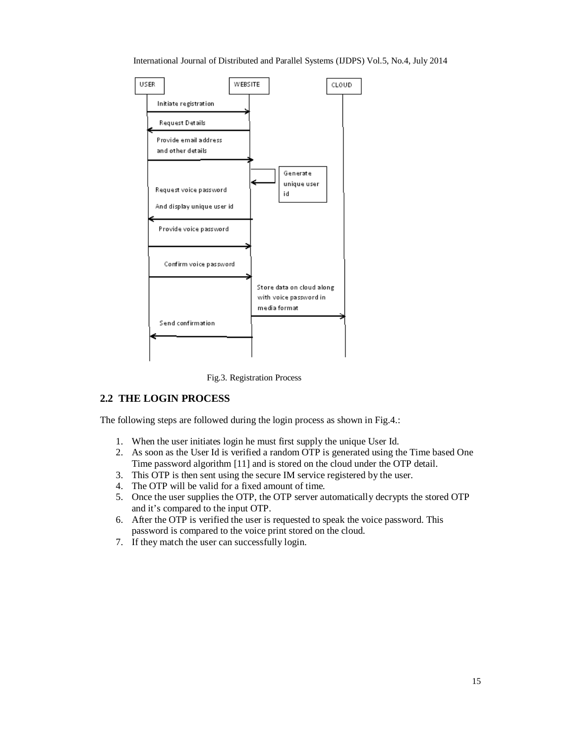Fig.3. Registration Process

## 2.2 THE LOGIN PROCESS

The following steps are followed during the login process as shown in Fig.4.:

1. When the user initiates login he must first supply the unique User Id.
2. As soon as the User Id is verified a random OTP is generated using the Time based One Time password algorithm [11] and is stored on the cloud under the OTP detail.
3. This OTP is then sent using the secure IM service registered by the user.
4. The OTP will be valid for a fixed amount of time.
5. Once the user supplies the OTP, the OTP server automatically decrypts the stored OTP and it's compared to the input OTP.
6. After the OTP is verified the user is requested to speak the voice password. This password is compared to the voice print stored on the cloud.
7. If they match the user can successfully login.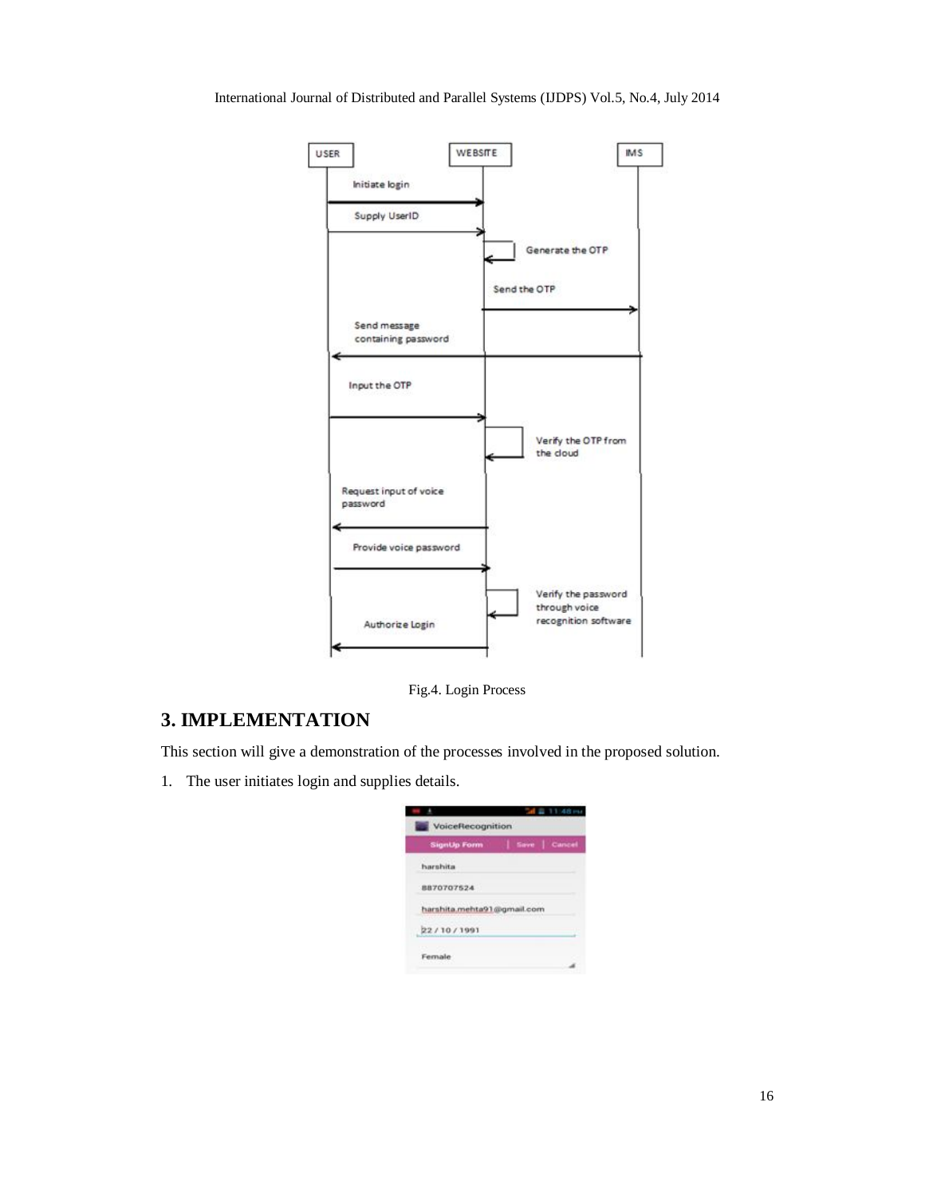Fig.4. Login Process

## 3. IMPLEMENTATION

This section will give a demonstration of the processes involved in the proposed solution.

1. The user initiates login and supplies details.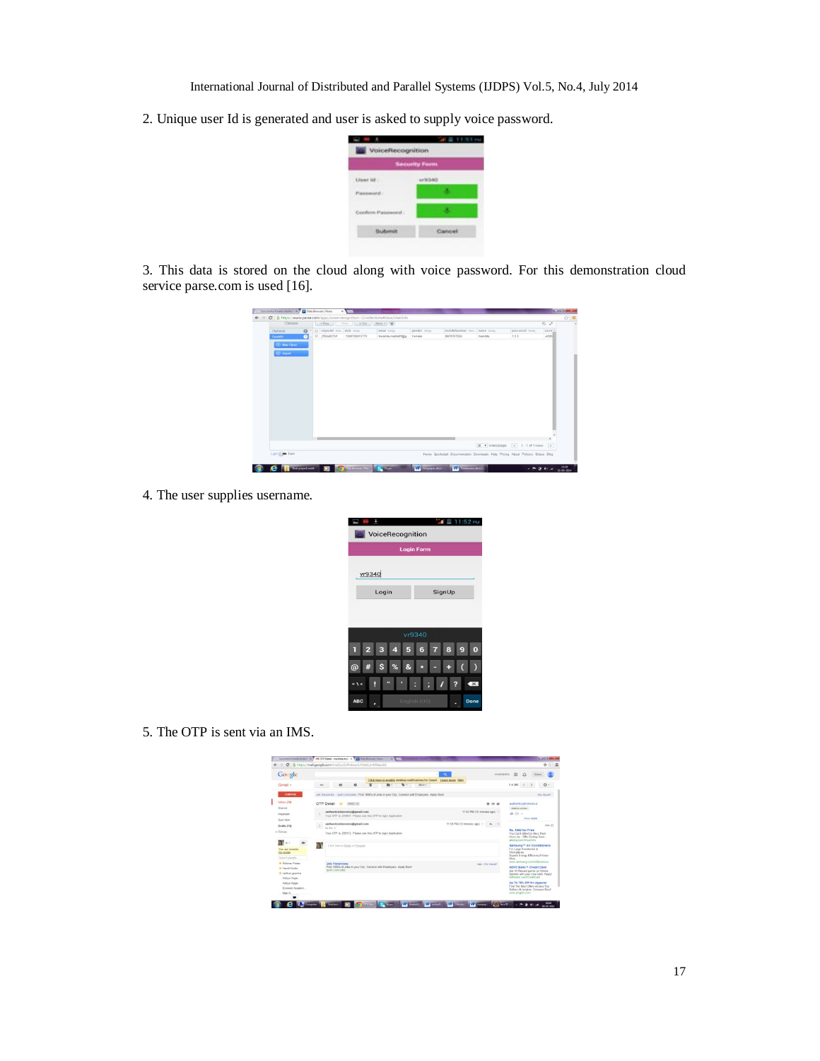2. Unique user Id is generated and user is asked to supply voice password.

3. This data is stored on the cloud along with voice password. For this demonstration cloud service parse.com is used [16].

4. The user supplies username.

5. The OTP is sent via an IMS.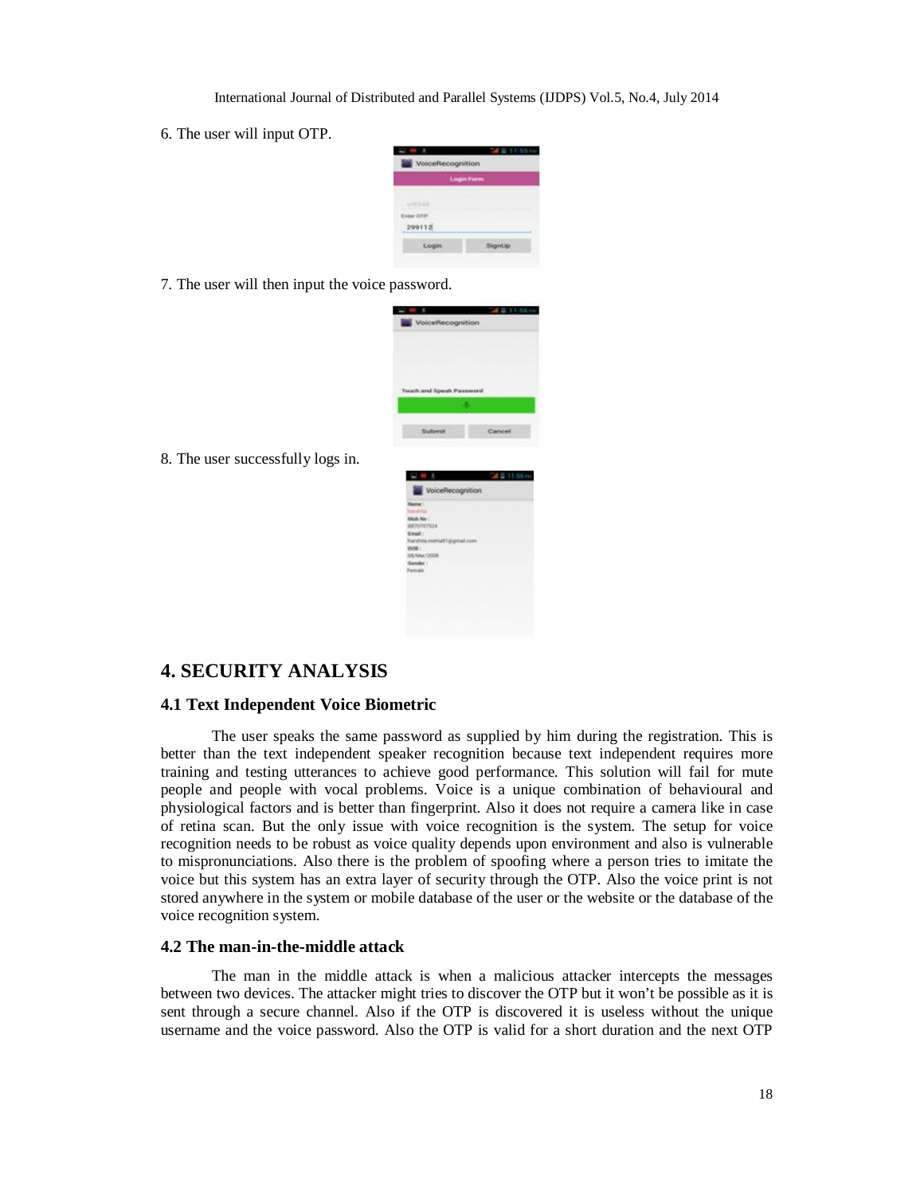6. The user will input OTP.

7. The user will then input the voice password.

8. The user successfully logs in.

## 4. SECURITY ANALYSIS

### 4.1 Text Independent Voice Biometric

The user speaks the same password as supplied by him during the registration. This is better than the text independent speaker recognition because text independent requires more training and testing utterances to achieve good performance. This solution will fail for mute people and people with vocal problems. Voice is a unique combination of behavioural and physiological factors and is better than fingerprint. Also it does not require a camera like in case of retina scan. But the only issue with voice recognition is the system. The setup for voice recognition needs to be robust as voice quality depends upon environment and also is vulnerable to mispronunciations. Also there is the problem of spoofing where a person tries to imitate the voice but this system has an extra layer of security through the OTP. Also the voice print is not stored anywhere in the system or mobile database of the user or the website or the database of the voice recognition system.

### 4.2 The man-in-the-middle attack

The man in the middle attack is when a malicious attacker intercepts the messages between two devices. The attacker might tries to discover the OTP but it won't be possible as it is sent through a secure channel. Also if the OTP is discovered it is useless without the unique username and the voice password. Also the OTP is valid for a short duration and the next OTP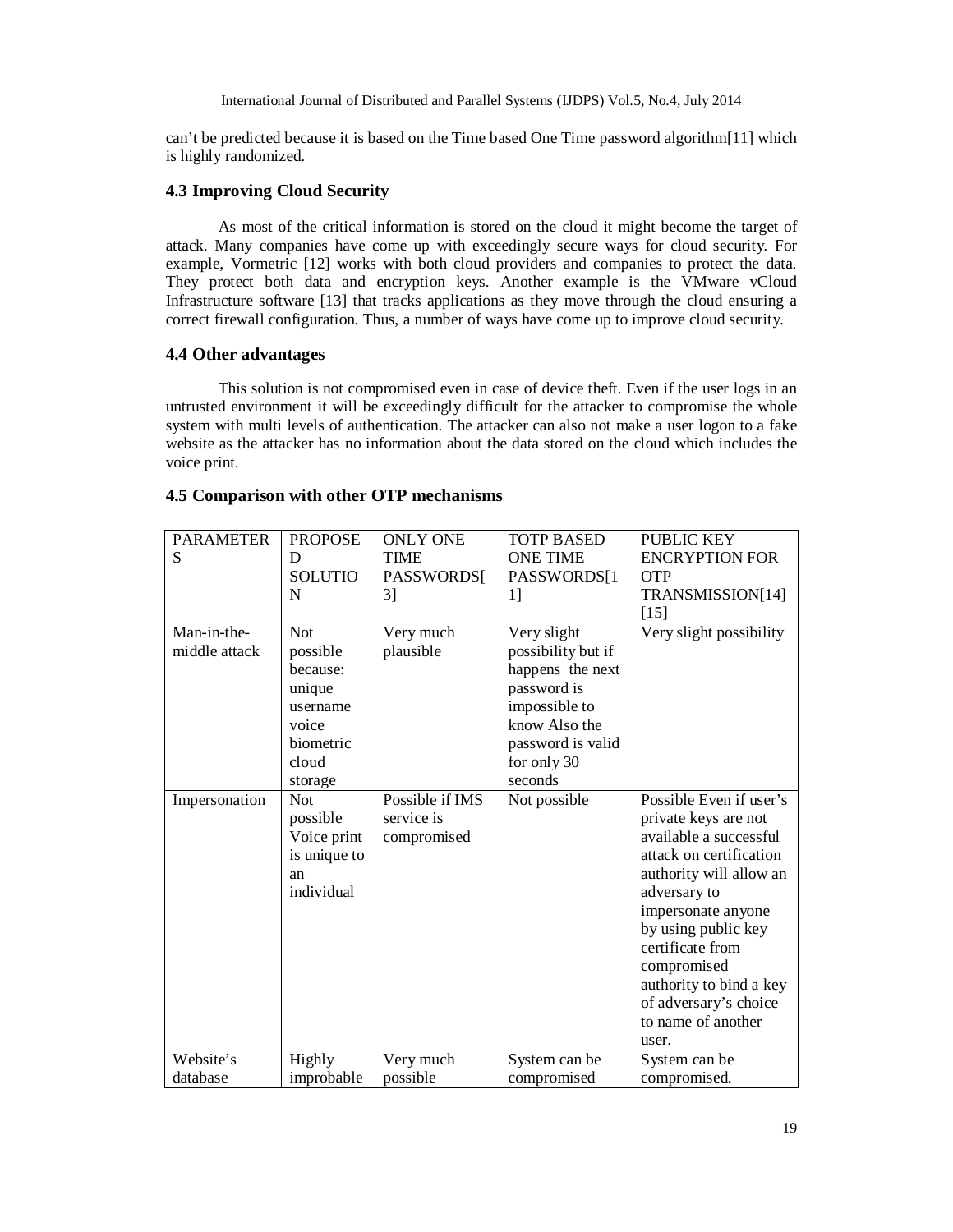can't be predicted because it is based on the Time based One Time password algorithm[11] which is highly randomized.

### 4.3 Improving Cloud Security

As most of the critical information is stored on the cloud it might become the target of attack. Many companies have come up with exceedingly secure ways for cloud security. For example, Vormetric [12] works with both cloud providers and companies to protect the data. They protect both data and encryption keys. Another example is the VMware vCloud Infrastructure software [13] that tracks applications as they move through the cloud ensuring a correct firewall configuration. Thus, a number of ways have come up to improve cloud security.

### 4.4 Other advantages

This solution is not compromised even in case of device theft. Even if the user logs in an untrusted environment it will be exceedingly difficult for the attacker to compromise the whole system with multi levels of authentication. The attacker can also not make a user logon to a fake website as the attacker has no information about the data stored on the cloud which includes the voice print.

### 4.5 Comparison with other OTP mechanisms

| PARAMETERS | PROPOSED SOLUTION | ONLY ONE TIME PASSWORDS[3] | TOTP BASED ONE TIME PASSWORDS[11] | PUBLIC KEY ENCRYPTION FOR OTP TRANSMISSION[14] [15] |
|---|---|---|---|---|
| Man-in-the-middle attack | Not possible because: unique username voice biometric cloud storage | Very much plausible | Very slight possibility but if happens the next password is impossible to know Also the password is valid for only 30 seconds | Very slight possibility |
| Impersonation | Not possible Voice print is unique to an individual | Possible if IMS service is compromised | Not possible | Possible Even if user's private keys are not available a successful attack on certification authority will allow an adversary to impersonate anyone by using public key certificate from compromised authority to bind a key of adversary's choice to name of another user. |
| Website's database | Highly improbable | Very much possible | System can be compromised | System can be compromised. |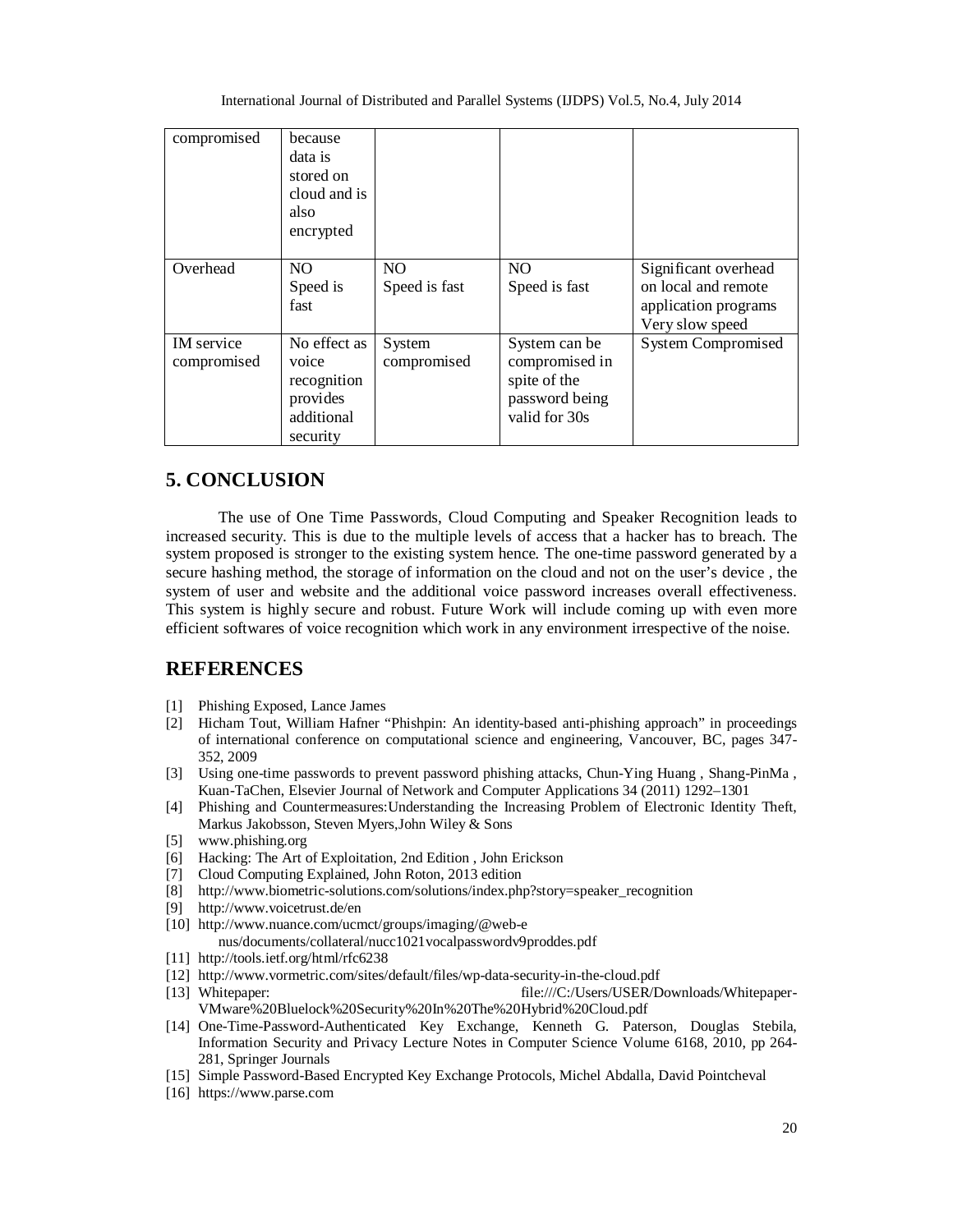| | | | | |
|---|---|---|---|---|
| compromised | because data is stored on cloud and is also encrypted | | | |
| Overhead | NO Speed is fast | NO Speed is fast | NO Speed is fast | Significant overhead on local and remote application programs Very slow speed |
| IM service compromised | No effect as voice recognition provides additional security | System compromised | System can be compromised in spite of the password being valid for 30s | System Compromised |

## 5. CONCLUSION

The use of One Time Passwords, Cloud Computing and Speaker Recognition leads to increased security. This is due to the multiple levels of access that a hacker has to breach. The system proposed is stronger to the existing system hence. The one-time password generated by a secure hashing method, the storage of information on the cloud and not on the user's device , the system of user and website and the additional voice password increases overall effectiveness. This system is highly secure and robust. Future Work will include coming up with even more efficient softwares of voice recognition which work in any environment irrespective of the noise.

## REFERENCES

[1] Phishing Exposed, Lance James

[2] Hicham Tout, William Hafner "Phishpin: An identity-based anti-phishing approach" in proceedings of international conference on computational science and engineering, Vancouver, BC, pages 347-352, 2009

[3] Using one-time passwords to prevent password phishing attacks, Chun-Ying Huang , Shang-PinMa , Kuan-TaChen, Elsevier Journal of Network and Computer Applications 34 (2011) 1292–1301

[4] Phishing and Countermeasures:Understanding the Increasing Problem of Electronic Identity Theft, Markus Jakobsson, Steven Myers,John Wiley & Sons

[5] www.phishing.org

[6] Hacking: The Art of Exploitation, 2nd Edition , John Erickson

[7] Cloud Computing Explained, John Roton, 2013 edition

[8] http://www.biometric-solutions.com/solutions/index.php?story=speaker_recognition

[9] http://www.voicetrust.de/en

[10] http://www.nuance.com/ucmct/groups/imaging/@web-enus/documents/collateral/nucc1021vocalpasswordv9proddes.pdf

[11] http://tools.ietf.org/html/rfc6238

[12] http://www.vormetric.com/sites/default/files/wp-data-security-in-the-cloud.pdf

[13] Whitepaper: file:///C:/Users/USER/Downloads/Whitepaper-VMware%20Bluelock%20Security%20In%20The%20Hybrid%20Cloud.pdf

[14] One-Time-Password-Authenticated Key Exchange, Kenneth G. Paterson, Douglas Stebila, Information Security and Privacy Lecture Notes in Computer Science Volume 6168, 2010, pp 264-281, Springer Journals

[15] Simple Password-Based Encrypted Key Exchange Protocols, Michel Abdalla, David Pointcheval

[16] https://www.parse.com